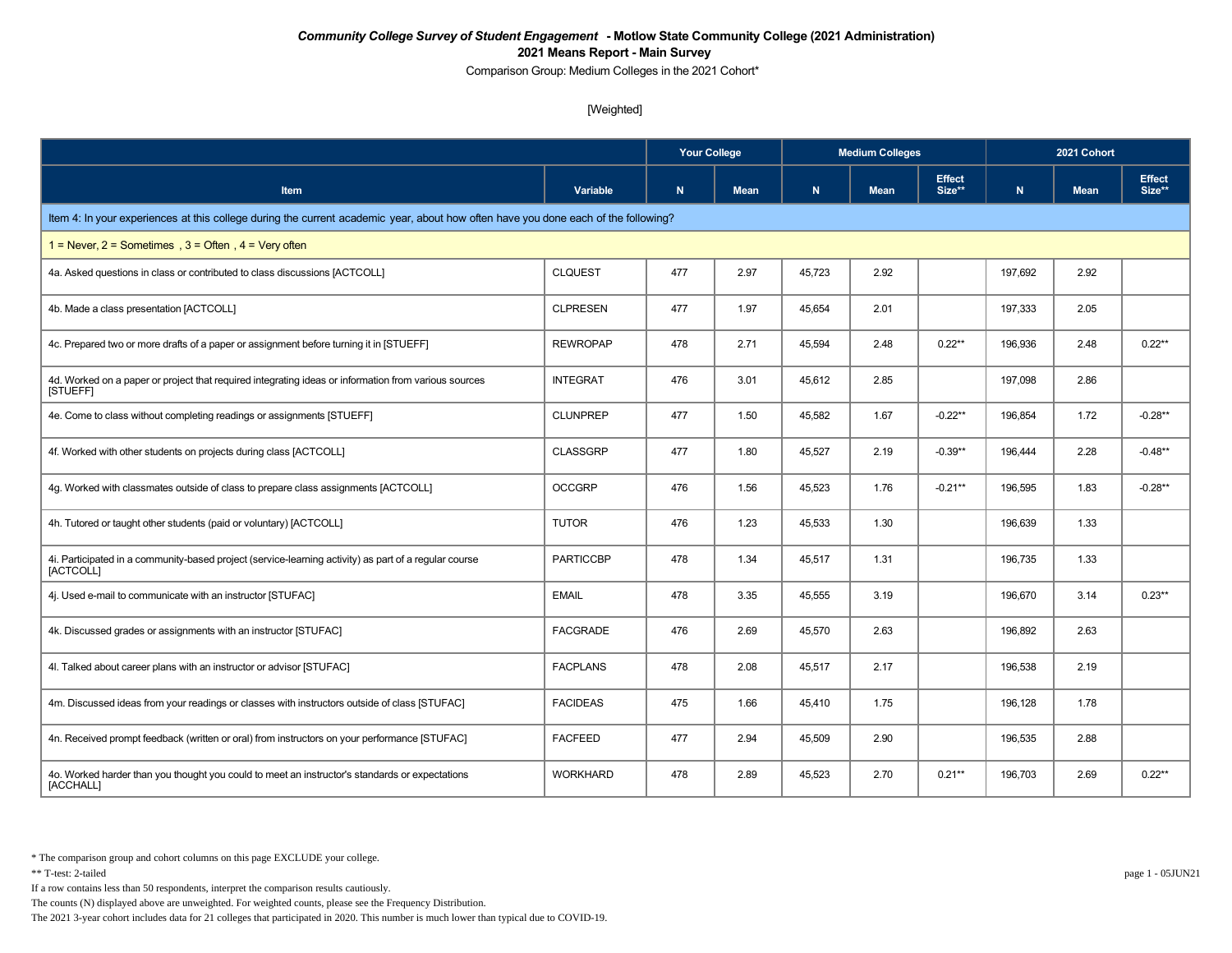### *Community College Survey of Student Engagement* - Motlow State Community College (2021 Administration)

**2021 Means Report - Main Survey**

Comparison Group: Medium Colleges in the 2021 Cohort*

[Weighted]

| | | Your College | | Medium Colleges | | | 2021 Cohort | | |
|---|---|---|---|---|---|---|---|---|---|
| Item | Variable | N | Mean | N | Mean | Effect Size** | N | Mean | Effect Size** |
| Item 4: In your experiences at this college during the current academic year, about how often have you done each of the following? | | | | | | | | | |
| 1 = Never, 2 = Sometimes , 3 = Often , 4 = Very often | | | | | | | | | |
| 4a. Asked questions in class or contributed to class discussions [ACTCOLL] | CLQUEST | 477 | 2.97 | 45,723 | 2.92 | | 197,692 | 2.92 | |
| 4b. Made a class presentation [ACTCOLL] | CLPRESEN | 477 | 1.97 | 45,654 | 2.01 | | 197,333 | 2.05 | |
| 4c. Prepared two or more drafts of a paper or assignment before turning it in [STUEFF] | REWROPAP | 478 | 2.71 | 45,594 | 2.48 | 0.22** | 196,936 | 2.48 | 0.22** |
| 4d. Worked on a paper or project that required integrating ideas or information from various sources [STUEFF] | INTEGRAT | 476 | 3.01 | 45,612 | 2.85 | | 197,098 | 2.86 | |
| 4e. Come to class without completing readings or assignments [STUEFF] | CLUNPREP | 477 | 1.50 | 45,582 | 1.67 | -0.22** | 196,854 | 1.72 | -0.28** |
| 4f. Worked with other students on projects during class [ACTCOLL] | CLASSGRP | 477 | 1.80 | 45,527 | 2.19 | -0.39** | 196,444 | 2.28 | -0.48** |
| 4g. Worked with classmates outside of class to prepare class assignments [ACTCOLL] | OCCGRP | 476 | 1.56 | 45,523 | 1.76 | -0.21** | 196,595 | 1.83 | -0.28** |
| 4h. Tutored or taught other students (paid or voluntary) [ACTCOLL] | TUTOR | 476 | 1.23 | 45,533 | 1.30 | | 196,639 | 1.33 | |
| 4i. Participated in a community-based project (service-learning activity) as part of a regular course [ACTCOLL] | PARTICCBP | 478 | 1.34 | 45,517 | 1.31 | | 196,735 | 1.33 | |
| 4j. Used e-mail to communicate with an instructor [STUFAC] | EMAIL | 478 | 3.35 | 45,555 | 3.19 | | 196,670 | 3.14 | 0.23** |
| 4k. Discussed grades or assignments with an instructor [STUFAC] | FACGRADE | 476 | 2.69 | 45,570 | 2.63 | | 196,892 | 2.63 | |
| 4l. Talked about career plans with an instructor or advisor [STUFAC] | FACPLANS | 478 | 2.08 | 45,517 | 2.17 | | 196,538 | 2.19 | |
| 4m. Discussed ideas from your readings or classes with instructors outside of class [STUFAC] | FACIDEAS | 475 | 1.66 | 45,410 | 1.75 | | 196,128 | 1.78 | |
| 4n. Received prompt feedback (written or oral) from instructors on your performance [STUFAC] | FACFEED | 477 | 2.94 | 45,509 | 2.90 | | 196,535 | 2.88 | |
| 4o. Worked harder than you thought you could to meet an instructor's standards or expectations [ACCHALL] | WORKHARD | 478 | 2.89 | 45,523 | 2.70 | 0.21** | 196,703 | 2.69 | 0.22** |

* The comparison group and cohort columns on this page EXCLUDE your college.

** T-test: 2-tailed

If a row contains less than 50 respondents, interpret the comparison results cautiously.

The counts (N) displayed above are unweighted. For weighted counts, please see the Frequency Distribution.

The 2021 3-year cohort includes data for 21 colleges that participated in 2020. This number is much lower than typical due to COVID-19.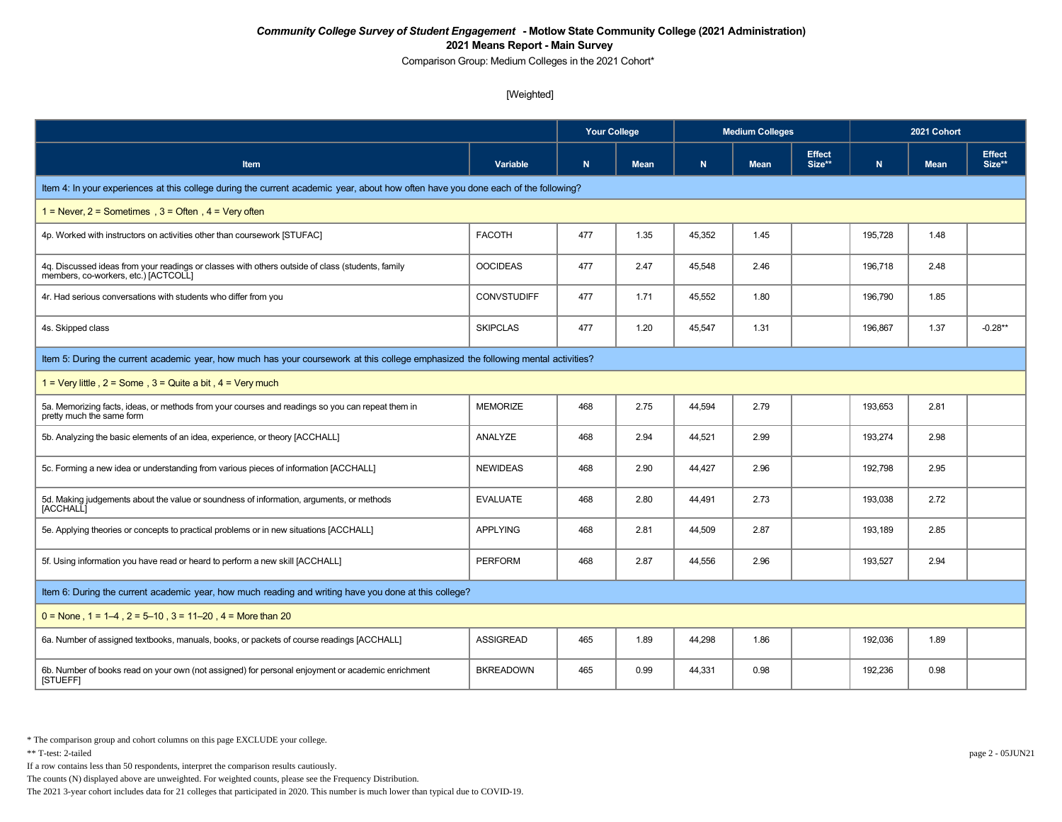*Community College Survey of Student Engagement* **- Motlow State Community College (2021 Administration)**

**2021 Means Report - Main Survey**

Comparison Group: Medium Colleges in the 2021 Cohort*

[Weighted]

| | | Your College | | Medium Colleges | | | 2021 Cohort | | |
|---|---|---|---|---|---|---|---|---|---|
| **Item** | **Variable** | **N** | **Mean** | **N** | **Mean** | **Effect Size**** | **N** | **Mean** | **Effect Size**** |
| **Item 4: In your experiences at this college during the current academic year, about how often have you done each of the following?** | | | | | | | | | |
| 1 = Never, 2 = Sometimes , 3 = Often , 4 = Very often | | | | | | | | | |
| 4p. Worked with instructors on activities other than coursework [STUFAC] | FACOTH | 477 | 1.35 | 45,352 | 1.45 | | 195,728 | 1.48 | |
| 4q. Discussed ideas from your readings or classes with others outside of class (students, family members, co-workers, etc.) [ACTCOLL] | OOCIDEAS | 477 | 2.47 | 45,548 | 2.46 | | 196,718 | 2.48 | |
| 4r. Had serious conversations with students who differ from you | CONVSTUDIFF | 477 | 1.71 | 45,552 | 1.80 | | 196,790 | 1.85 | |
| 4s. Skipped class | SKIPCLAS | 477 | 1.20 | 45,547 | 1.31 | | 196,867 | 1.37 | -0.28** |
| **Item 5: During the current academic year, how much has your coursework at this college emphasized the following mental activities?** | | | | | | | | | |
| 1 = Very little , 2 = Some , 3 = Quite a bit , 4 = Very much | | | | | | | | | |
| 5a. Memorizing facts, ideas, or methods from your courses and readings so you can repeat them in pretty much the same form | MEMORIZE | 468 | 2.75 | 44,594 | 2.79 | | 193,653 | 2.81 | |
| 5b. Analyzing the basic elements of an idea, experience, or theory [ACCHALL] | ANALYZE | 468 | 2.94 | 44,521 | 2.99 | | 193,274 | 2.98 | |
| 5c. Forming a new idea or understanding from various pieces of information [ACCHALL] | NEWIDEAS | 468 | 2.90 | 44,427 | 2.96 | | 192,798 | 2.95 | |
| 5d. Making judgements about the value or soundness of information, arguments, or methods [ACCHALL] | EVALUATE | 468 | 2.80 | 44,491 | 2.73 | | 193,038 | 2.72 | |
| 5e. Applying theories or concepts to practical problems or in new situations [ACCHALL] | APPLYING | 468 | 2.81 | 44,509 | 2.87 | | 193,189 | 2.85 | |
| 5f. Using information you have read or heard to perform a new skill [ACCHALL] | PERFORM | 468 | 2.87 | 44,556 | 2.96 | | 193,527 | 2.94 | |
| **Item 6: During the current academic year, how much reading and writing have you done at this college?** | | | | | | | | | |
| 0 = None , 1 = 1–4 , 2 = 5–10 , 3 = 11–20 , 4 = More than 20 | | | | | | | | | |
| 6a. Number of assigned textbooks, manuals, books, or packets of course readings [ACCHALL] | ASSIGREAD | 465 | 1.89 | 44,298 | 1.86 | | 192,036 | 1.89 | |
| 6b. Number of books read on your own (not assigned) for personal enjoyment or academic enrichment [STUEFF] | BKREADOWN | 465 | 0.99 | 44,331 | 0.98 | | 192,236 | 0.98 | |

\* The comparison group and cohort columns on this page EXCLUDE your college.

** T-test: 2-tailed

If a row contains less than 50 respondents, interpret the comparison results cautiously.

The counts (N) displayed above are unweighted. For weighted counts, please see the Frequency Distribution.

The 2021 3-year cohort includes data for 21 colleges that participated in 2020. This number is much lower than typical due to COVID-19.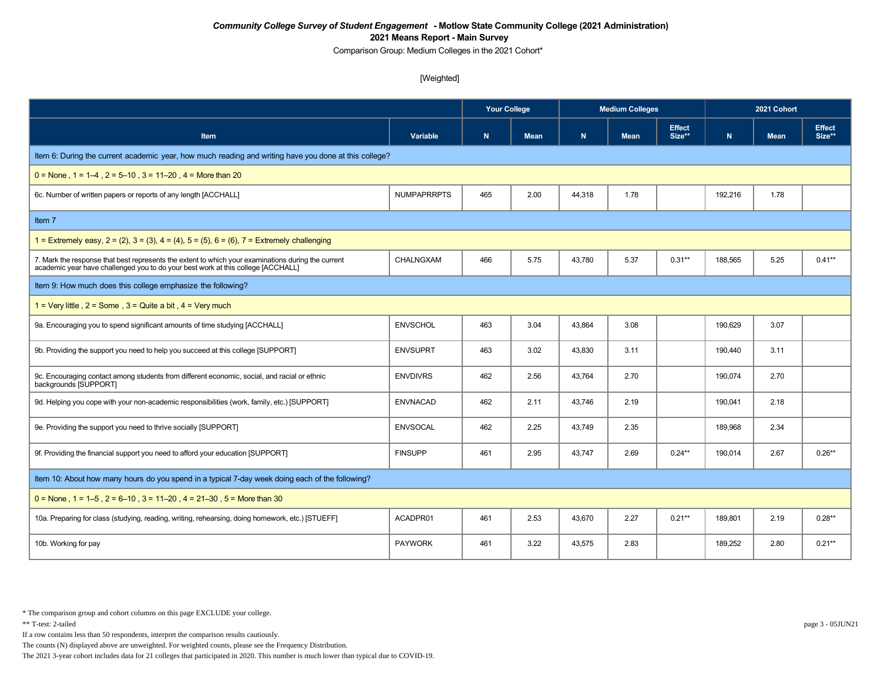***Community College Survey of Student Engagement* - Motlow State Community College (2021 Administration)**

**2021 Means Report - Main Survey**

Comparison Group: Medium Colleges in the 2021 Cohort*

[Weighted]

| | | Your College | | Medium Colleges | | | 2021 Cohort | | |
|---|---|---|---|---|---|---|---|---|---|
| **Item** | **Variable** | **N** | **Mean** | **N** | **Mean** | **Effect Size**** | **N** | **Mean** | **Effect Size**** |
| Item 6: During the current academic year, how much reading and writing have you done at this college? | | | | | | | | | |
| 0 = None , 1 = 1–4 , 2 = 5–10 , 3 = 11–20 , 4 = More than 20 | | | | | | | | | |
| 6c. Number of written papers or reports of any length [ACCHALL] | NUMPAPRRPTS | 465 | 2.00 | 44,318 | 1.78 | | 192,216 | 1.78 | |
| Item 7 | | | | | | | | | |
| 1 = Extremely easy, 2 = (2), 3 = (3), 4 = (4), 5 = (5), 6 = (6), 7 = Extremely challenging | | | | | | | | | |
| 7. Mark the response that best represents the extent to which your examinations during the current academic year have challenged you to do your best work at this college [ACCHALL] | CHALNGXAM | 466 | 5.75 | 43,780 | 5.37 | 0.31** | 188,565 | 5.25 | 0.41** |
| Item 9: How much does this college emphasize the following? | | | | | | | | | |
| 1 = Very little , 2 = Some , 3 = Quite a bit , 4 = Very much | | | | | | | | | |
| 9a. Encouraging you to spend significant amounts of time studying [ACCHALL] | ENVSCHOL | 463 | 3.04 | 43,864 | 3.08 | | 190,629 | 3.07 | |
| 9b. Providing the support you need to help you succeed at this college [SUPPORT] | ENVSUPRT | 463 | 3.02 | 43,830 | 3.11 | | 190,440 | 3.11 | |
| 9c. Encouraging contact among students from different economic, social, and racial or ethnic backgrounds [SUPPORT] | ENVDIVRS | 462 | 2.56 | 43,764 | 2.70 | | 190,074 | 2.70 | |
| 9d. Helping you cope with your non-academic responsibilities (work, family, etc.) [SUPPORT] | ENVNACAD | 462 | 2.11 | 43,746 | 2.19 | | 190,041 | 2.18 | |
| 9e. Providing the support you need to thrive socially [SUPPORT] | ENVSOCAL | 462 | 2.25 | 43,749 | 2.35 | | 189,968 | 2.34 | |
| 9f. Providing the financial support you need to afford your education [SUPPORT] | FINSUPP | 461 | 2.95 | 43,747 | 2.69 | 0.24** | 190,014 | 2.67 | 0.26** |
| Item 10: About how many hours do you spend in a typical 7-day week doing each of the following? | | | | | | | | | |
| 0 = None , 1 = 1–5 , 2 = 6–10 , 3 = 11–20 , 4 = 21–30 , 5 = More than 30 | | | | | | | | | |
| 10a. Preparing for class (studying, reading, writing, rehearsing, doing homework, etc.) [STUEFF] | ACADPR01 | 461 | 2.53 | 43,670 | 2.27 | 0.21** | 189,801 | 2.19 | 0.28** |
| 10b. Working for pay | PAYWORK | 461 | 3.22 | 43,575 | 2.83 | | 189,252 | 2.80 | 0.21** |

\* The comparison group and cohort columns on this page EXCLUDE your college.

** T-test: 2-tailed

If a row contains less than 50 respondents, interpret the comparison results cautiously.

The counts (N) displayed above are unweighted. For weighted counts, please see the Frequency Distribution.

The 2021 3-year cohort includes data for 21 colleges that participated in 2020. This number is much lower than typical due to COVID-19.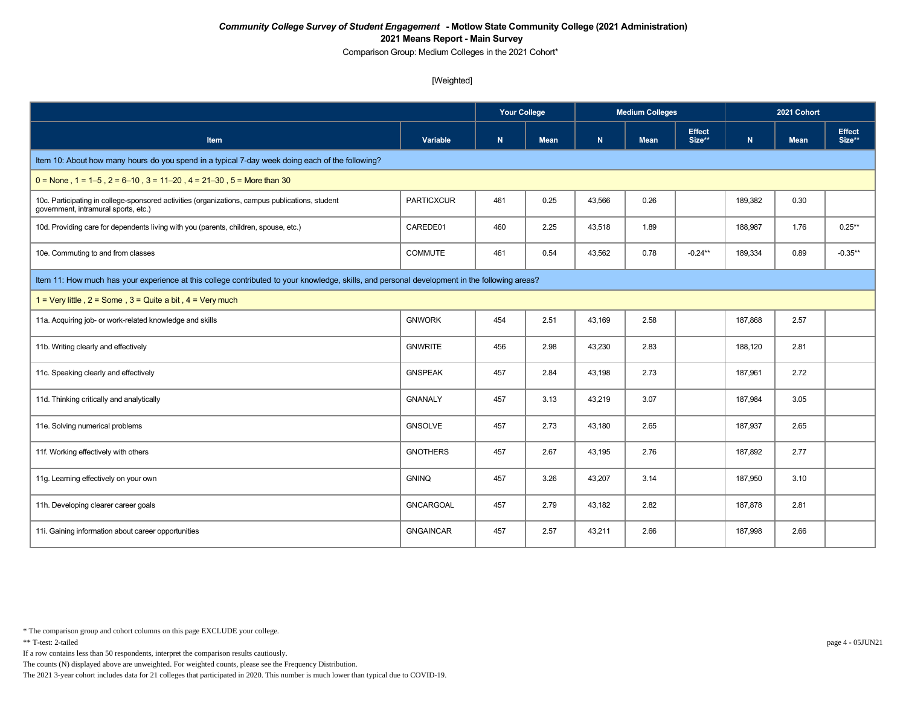*Community College Survey of Student Engagement* **- Motlow State Community College (2021 Administration)**

**2021 Means Report - Main Survey**

Comparison Group: Medium Colleges in the 2021 Cohort*

[Weighted]

| Item | Variable | Your College | | Medium Colleges | | | 2021 Cohort | | |
|---|---|---|---|---|---|---|---|---|---|
| | | N | Mean | N | Mean | Effect Size** | N | Mean | Effect Size** |
| **Item 10: About how many hours do you spend in a typical 7-day week doing each of the following?** | | | | | | | | | |
| 0 = None , 1 = 1–5 , 2 = 6–10 , 3 = 11–20 , 4 = 21–30 , 5 = More than 30 | | | | | | | | | |
| 10c. Participating in college-sponsored activities (organizations, campus publications, student government, intramural sports, etc.) | PARTICXCUR | 461 | 0.25 | 43,566 | 0.26 | | 189,382 | 0.30 | |
| 10d. Providing care for dependents living with you (parents, children, spouse, etc.) | CAREDE01 | 460 | 2.25 | 43,518 | 1.89 | | 188,987 | 1.76 | 0.25** |
| 10e. Commuting to and from classes | COMMUTE | 461 | 0.54 | 43,562 | 0.78 | -0.24** | 189,334 | 0.89 | -0.35** |
| **Item 11: How much has your experience at this college contributed to your knowledge, skills, and personal development in the following areas?** | | | | | | | | | |
| 1 = Very little , 2 = Some , 3 = Quite a bit , 4 = Very much | | | | | | | | | |
| 11a. Acquiring job- or work-related knowledge and skills | GNWORK | 454 | 2.51 | 43,169 | 2.58 | | 187,868 | 2.57 | |
| 11b. Writing clearly and effectively | GNWRITE | 456 | 2.98 | 43,230 | 2.83 | | 188,120 | 2.81 | |
| 11c. Speaking clearly and effectively | GNSPEAK | 457 | 2.84 | 43,198 | 2.73 | | 187,961 | 2.72 | |
| 11d. Thinking critically and analytically | GNANALY | 457 | 3.13 | 43,219 | 3.07 | | 187,984 | 3.05 | |
| 11e. Solving numerical problems | GNSOLVE | 457 | 2.73 | 43,180 | 2.65 | | 187,937 | 2.65 | |
| 11f. Working effectively with others | GNOTHERS | 457 | 2.67 | 43,195 | 2.76 | | 187,892 | 2.77 | |
| 11g. Learning effectively on your own | GNINQ | 457 | 3.26 | 43,207 | 3.14 | | 187,950 | 3.10 | |
| 11h. Developing clearer career goals | GNCARGOAL | 457 | 2.79 | 43,182 | 2.82 | | 187,878 | 2.81 | |
| 11i. Gaining information about career opportunities | GNGAINCAR | 457 | 2.57 | 43,211 | 2.66 | | 187,998 | 2.66 | |

\* The comparison group and cohort columns on this page EXCLUDE your college.

** T-test: 2-tailed

If a row contains less than 50 respondents, interpret the comparison results cautiously.

The counts (N) displayed above are unweighted. For weighted counts, please see the Frequency Distribution.

The 2021 3-year cohort includes data for 21 colleges that participated in 2020. This number is much lower than typical due to COVID-19.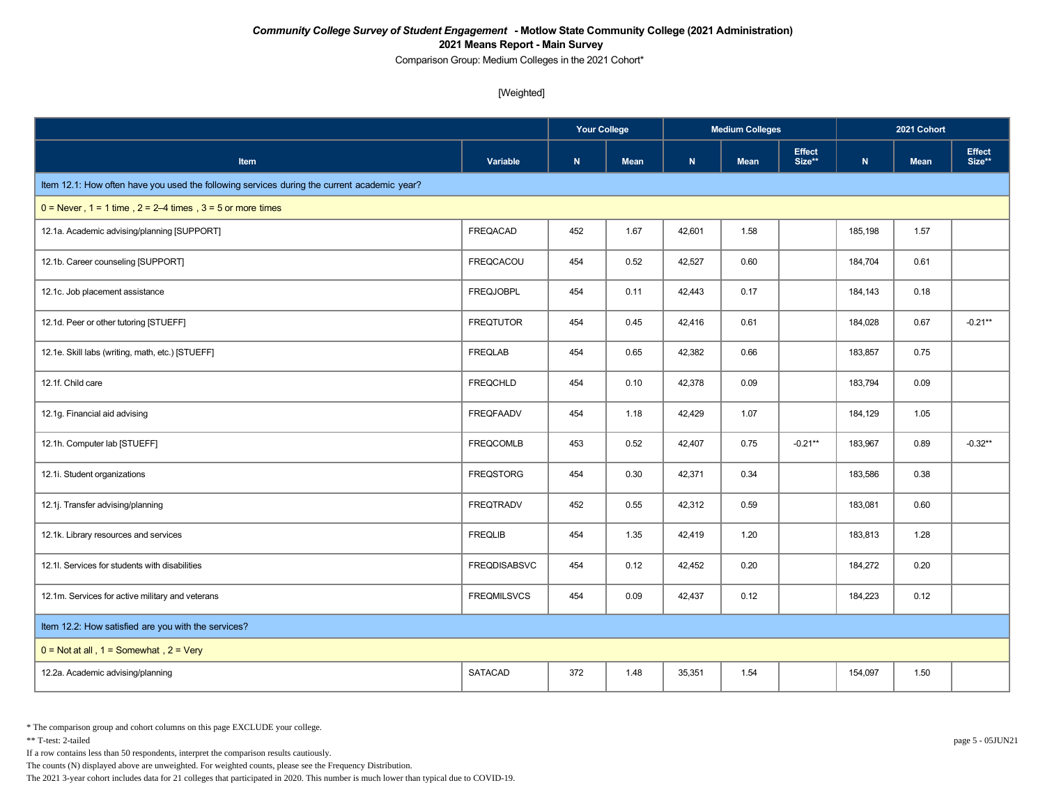*Community College Survey of Student Engagement* **- Motlow State Community College (2021 Administration)**

**2021 Means Report - Main Survey**

Comparison Group: Medium Colleges in the 2021 Cohort*

[Weighted]

| | | Your College | | Medium Colleges | | | 2021 Cohort | | |
|---|---|---|---|---|---|---|---|---|---|
| **Item** | **Variable** | **N** | **Mean** | **N** | **Mean** | **Effect Size**** | **N** | **Mean** | **Effect Size**** |
| Item 12.1: How often have you used the following services during the current academic year? | | | | | | | | | |
| 0 = Never , 1 = 1 time , 2 = 2–4 times , 3 = 5 or more times | | | | | | | | | |
| 12.1a. Academic advising/planning [SUPPORT] | FREQACAD | 452 | 1.67 | 42,601 | 1.58 | | 185,198 | 1.57 | |
| 12.1b. Career counseling [SUPPORT] | FREQCACOU | 454 | 0.52 | 42,527 | 0.60 | | 184,704 | 0.61 | |
| 12.1c. Job placement assistance | FREQJOBPL | 454 | 0.11 | 42,443 | 0.17 | | 184,143 | 0.18 | |
| 12.1d. Peer or other tutoring [STUEFF] | FREQTUTOR | 454 | 0.45 | 42,416 | 0.61 | | 184,028 | 0.67 | -0.21** |
| 12.1e. Skill labs (writing, math, etc.) [STUEFF] | FREQLAB | 454 | 0.65 | 42,382 | 0.66 | | 183,857 | 0.75 | |
| 12.1f. Child care | FREQCHLD | 454 | 0.10 | 42,378 | 0.09 | | 183,794 | 0.09 | |
| 12.1g. Financial aid advising | FREQFAADV | 454 | 1.18 | 42,429 | 1.07 | | 184,129 | 1.05 | |
| 12.1h. Computer lab [STUEFF] | FREQCOMLB | 453 | 0.52 | 42,407 | 0.75 | -0.21** | 183,967 | 0.89 | -0.32** |
| 12.1i. Student organizations | FREQSTORG | 454 | 0.30 | 42,371 | 0.34 | | 183,586 | 0.38 | |
| 12.1j. Transfer advising/planning | FREQTRADV | 452 | 0.55 | 42,312 | 0.59 | | 183,081 | 0.60 | |
| 12.1k. Library resources and services | FREQLIB | 454 | 1.35 | 42,419 | 1.20 | | 183,813 | 1.28 | |
| 12.1l. Services for students with disabilities | FREQDISABSVC | 454 | 0.12 | 42,452 | 0.20 | | 184,272 | 0.20 | |
| 12.1m. Services for active military and veterans | FREQMILSVCS | 454 | 0.09 | 42,437 | 0.12 | | 184,223 | 0.12 | |
| Item 12.2: How satisfied are you with the services? | | | | | | | | | |
| 0 = Not at all , 1 = Somewhat , 2 = Very | | | | | | | | | |
| 12.2a. Academic advising/planning | SATACAD | 372 | 1.48 | 35,351 | 1.54 | | 154,097 | 1.50 | |

* The comparison group and cohort columns on this page EXCLUDE your college.

** T-test: 2-tailed

If a row contains less than 50 respondents, interpret the comparison results cautiously.

The counts (N) displayed above are unweighted. For weighted counts, please see the Frequency Distribution.

The 2021 3-year cohort includes data for 21 colleges that participated in 2020. This number is much lower than typical due to COVID-19.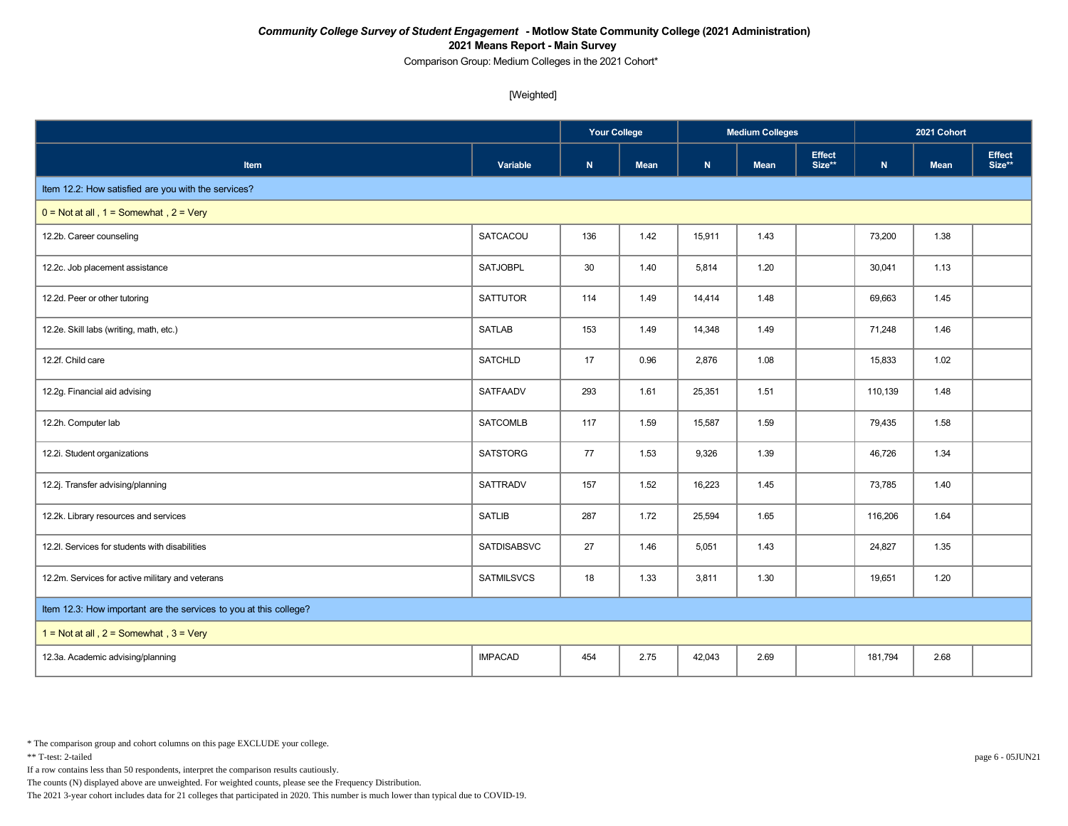***Community College Survey of Student Engagement* - Motlow State Community College (2021 Administration)**
**2021 Means Report - Main Survey**
Comparison Group: Medium Colleges in the 2021 Cohort*

[Weighted]

| | | Your College | | Medium Colleges | | | 2021 Cohort | | |
|---|---|---|---|---|---|---|---|---|---|
| **Item** | **Variable** | **N** | **Mean** | **N** | **Mean** | **Effect Size**** | **N** | **Mean** | **Effect Size**** |
| Item 12.2: How satisfied are you with the services? | | | | | | | | | |
| 0 = Not at all , 1 = Somewhat , 2 = Very | | | | | | | | | |
| 12.2b. Career counseling | SATCACOU | 136 | 1.42 | 15,911 | 1.43 | | 73,200 | 1.38 | |
| 12.2c. Job placement assistance | SATJOBPL | 30 | 1.40 | 5,814 | 1.20 | | 30,041 | 1.13 | |
| 12.2d. Peer or other tutoring | SATTUTOR | 114 | 1.49 | 14,414 | 1.48 | | 69,663 | 1.45 | |
| 12.2e. Skill labs (writing, math, etc.) | SATLAB | 153 | 1.49 | 14,348 | 1.49 | | 71,248 | 1.46 | |
| 12.2f. Child care | SATCHLD | 17 | 0.96 | 2,876 | 1.08 | | 15,833 | 1.02 | |
| 12.2g. Financial aid advising | SATFAADV | 293 | 1.61 | 25,351 | 1.51 | | 110,139 | 1.48 | |
| 12.2h. Computer lab | SATCOMLB | 117 | 1.59 | 15,587 | 1.59 | | 79,435 | 1.58 | |
| 12.2i. Student organizations | SATSTORG | 77 | 1.53 | 9,326 | 1.39 | | 46,726 | 1.34 | |
| 12.2j. Transfer advising/planning | SATTRADV | 157 | 1.52 | 16,223 | 1.45 | | 73,785 | 1.40 | |
| 12.2k. Library resources and services | SATLIB | 287 | 1.72 | 25,594 | 1.65 | | 116,206 | 1.64 | |
| 12.2l. Services for students with disabilities | SATDISABSVC | 27 | 1.46 | 5,051 | 1.43 | | 24,827 | 1.35 | |
| 12.2m. Services for active military and veterans | SATMILSVCS | 18 | 1.33 | 3,811 | 1.30 | | 19,651 | 1.20 | |
| Item 12.3: How important are the services to you at this college? | | | | | | | | | |
| 1 = Not at all , 2 = Somewhat , 3 = Very | | | | | | | | | |
| 12.3a. Academic advising/planning | IMPACAD | 454 | 2.75 | 42,043 | 2.69 | | 181,794 | 2.68 | |

* The comparison group and cohort columns on this page EXCLUDE your college.
** T-test: 2-tailed
If a row contains less than 50 respondents, interpret the comparison results cautiously.
The counts (N) displayed above are unweighted. For weighted counts, please see the Frequency Distribution.
The 2021 3-year cohort includes data for 21 colleges that participated in 2020. This number is much lower than typical due to COVID-19.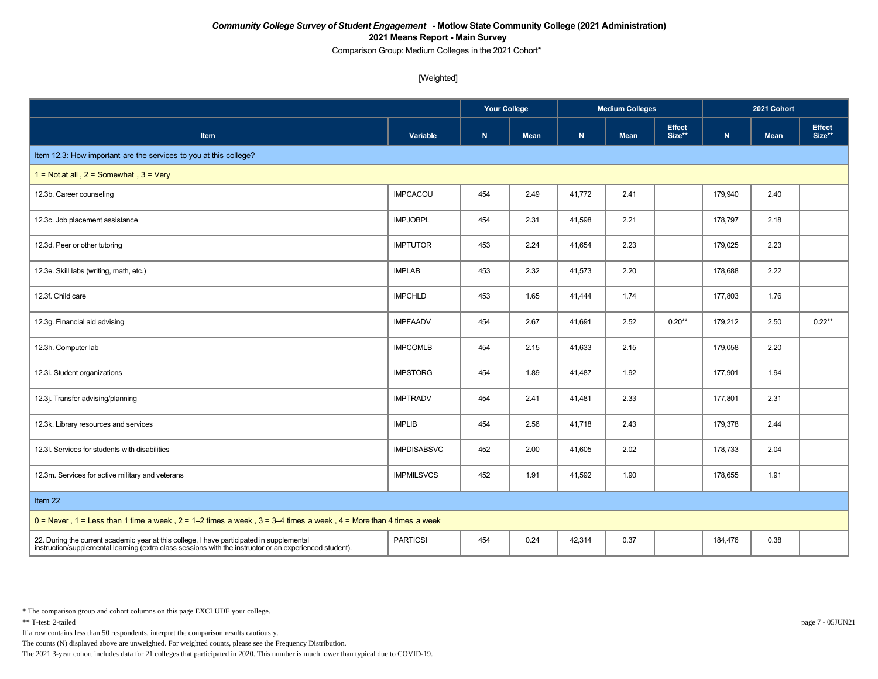*Community College Survey of Student Engagement* **- Motlow State Community College (2021 Administration)**

**2021 Means Report - Main Survey**

Comparison Group: Medium Colleges in the 2021 Cohort*

[Weighted]

| Item | Variable | Your College | | Medium Colleges | | | 2021 Cohort | | |
|---|---|---|---|---|---|---|---|---|---|
| | | N | Mean | N | Mean | Effect Size** | N | Mean | Effect Size** |
| **Item 12.3: How important are the services to you at this college?** | | | | | | | | | |
| 1 = Not at all , 2 = Somewhat , 3 = Very | | | | | | | | | |
| 12.3b. Career counseling | IMPCACOU | 454 | 2.49 | 41,772 | 2.41 | | 179,940 | 2.40 | |
| 12.3c. Job placement assistance | IMPJOBPL | 454 | 2.31 | 41,598 | 2.21 | | 178,797 | 2.18 | |
| 12.3d. Peer or other tutoring | IMPTUTOR | 453 | 2.24 | 41,654 | 2.23 | | 179,025 | 2.23 | |
| 12.3e. Skill labs (writing, math, etc.) | IMPLAB | 453 | 2.32 | 41,573 | 2.20 | | 178,688 | 2.22 | |
| 12.3f. Child care | IMPCHLD | 453 | 1.65 | 41,444 | 1.74 | | 177,803 | 1.76 | |
| 12.3g. Financial aid advising | IMPFAADV | 454 | 2.67 | 41,691 | 2.52 | 0.20** | 179,212 | 2.50 | 0.22** |
| 12.3h. Computer lab | IMPCOMLB | 454 | 2.15 | 41,633 | 2.15 | | 179,058 | 2.20 | |
| 12.3i. Student organizations | IMPSTORG | 454 | 1.89 | 41,487 | 1.92 | | 177,901 | 1.94 | |
| 12.3j. Transfer advising/planning | IMPTRADV | 454 | 2.41 | 41,481 | 2.33 | | 177,801 | 2.31 | |
| 12.3k. Library resources and services | IMPLIB | 454 | 2.56 | 41,718 | 2.43 | | 179,378 | 2.44 | |
| 12.3l. Services for students with disabilities | IMPDISABSVC | 452 | 2.00 | 41,605 | 2.02 | | 178,733 | 2.04 | |
| 12.3m. Services for active military and veterans | IMPMILSVCS | 452 | 1.91 | 41,592 | 1.90 | | 178,655 | 1.91 | |
| **Item 22** | | | | | | | | | |
| 0 = Never , 1 = Less than 1 time a week , 2 = 1–2 times a week , 3 = 3–4 times a week , 4 = More than 4 times a week | | | | | | | | | |
| 22. During the current academic year at this college, I have participated in supplemental instruction/supplemental learning (extra class sessions with the instructor or an experienced student). | PARTICSI | 454 | 0.24 | 42,314 | 0.37 | | 184,476 | 0.38 | |

* The comparison group and cohort columns on this page EXCLUDE your college.

** T-test: 2-tailed

If a row contains less than 50 respondents, interpret the comparison results cautiously.

The counts (N) displayed above are unweighted. For weighted counts, please see the Frequency Distribution.

The 2021 3-year cohort includes data for 21 colleges that participated in 2020. This number is much lower than typical due to COVID-19.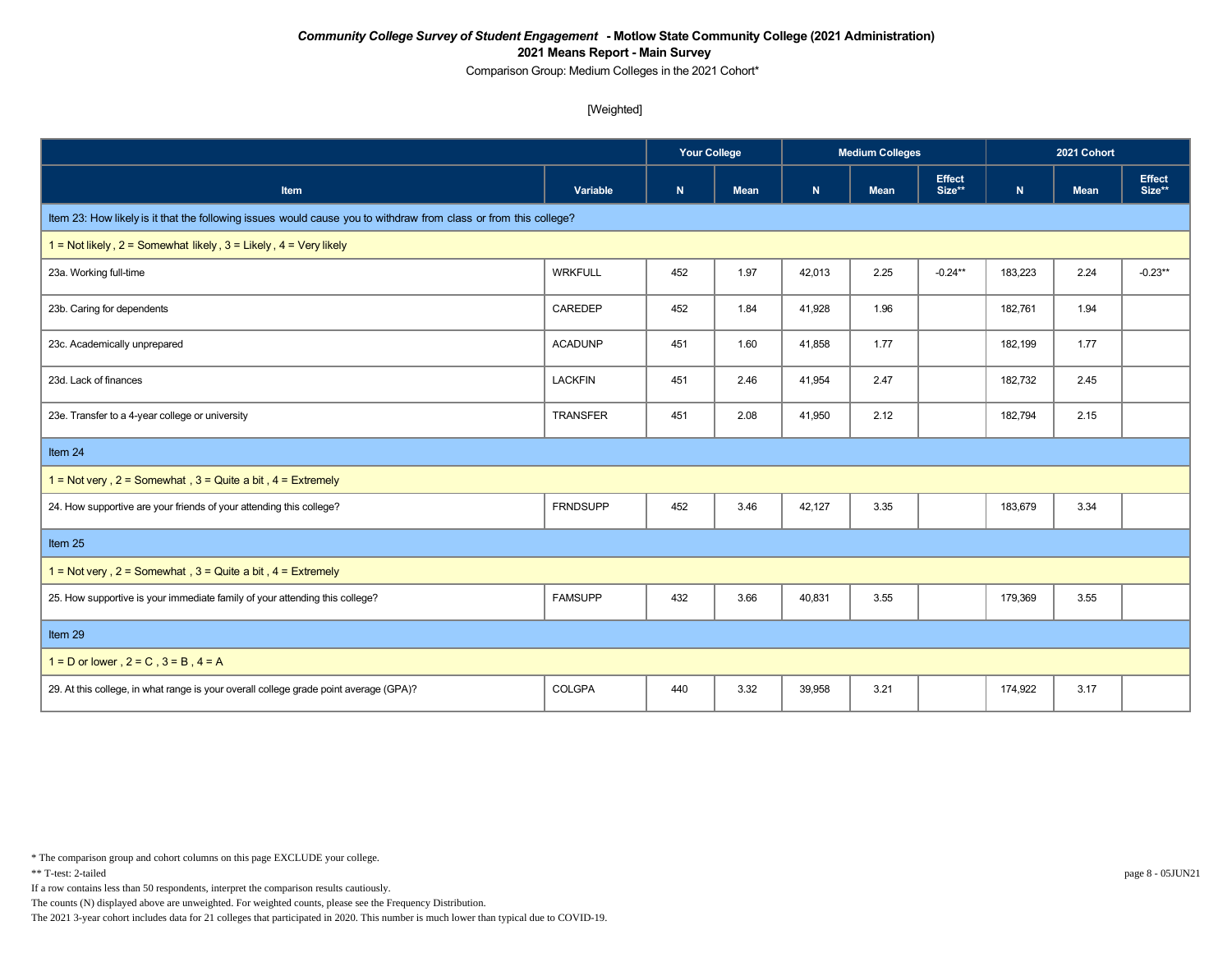*Community College Survey of Student Engagement* **- Motlow State Community College (2021 Administration)**

**2021 Means Report - Main Survey**

Comparison Group: Medium Colleges in the 2021 Cohort*

[Weighted]

| | | Your College | | Medium Colleges | | | 2021 Cohort | | |
|---|---|---|---|---|---|---|---|---|---|
| **Item** | **Variable** | **N** | **Mean** | **N** | **Mean** | **Effect Size**** | **N** | **Mean** | **Effect Size**** |
| Item 23: How likely is it that the following issues would cause you to withdraw from class or from this college? | | | | | | | | | |
| 1 = Not likely , 2 = Somewhat likely , 3 = Likely , 4 = Very likely | | | | | | | | | |
| 23a. Working full-time | WRKFULL | 452 | 1.97 | 42,013 | 2.25 | -0.24** | 183,223 | 2.24 | -0.23** |
| 23b. Caring for dependents | CAREDEP | 452 | 1.84 | 41,928 | 1.96 | | 182,761 | 1.94 | |
| 23c. Academically unprepared | ACADUNP | 451 | 1.60 | 41,858 | 1.77 | | 182,199 | 1.77 | |
| 23d. Lack of finances | LACKFIN | 451 | 2.46 | 41,954 | 2.47 | | 182,732 | 2.45 | |
| 23e. Transfer to a 4-year college or university | TRANSFER | 451 | 2.08 | 41,950 | 2.12 | | 182,794 | 2.15 | |
| Item 24 | | | | | | | | | |
| 1 = Not very , 2 = Somewhat , 3 = Quite a bit , 4 = Extremely | | | | | | | | | |
| 24. How supportive are your friends of your attending this college? | FRNDSUPP | 452 | 3.46 | 42,127 | 3.35 | | 183,679 | 3.34 | |
| Item 25 | | | | | | | | | |
| 1 = Not very , 2 = Somewhat , 3 = Quite a bit , 4 = Extremely | | | | | | | | | |
| 25. How supportive is your immediate family of your attending this college? | FAMSUPP | 432 | 3.66 | 40,831 | 3.55 | | 179,369 | 3.55 | |
| Item 29 | | | | | | | | | |
| 1 = D or lower , 2 = C , 3 = B , 4 = A | | | | | | | | | |
| 29. At this college, in what range is your overall college grade point average (GPA)? | COLGPA | 440 | 3.32 | 39,958 | 3.21 | | 174,922 | 3.17 | |

* The comparison group and cohort columns on this page EXCLUDE your college.

** T-test: 2-tailed

If a row contains less than 50 respondents, interpret the comparison results cautiously.

The counts (N) displayed above are unweighted. For weighted counts, please see the Frequency Distribution.

The 2021 3-year cohort includes data for 21 colleges that participated in 2020. This number is much lower than typical due to COVID-19.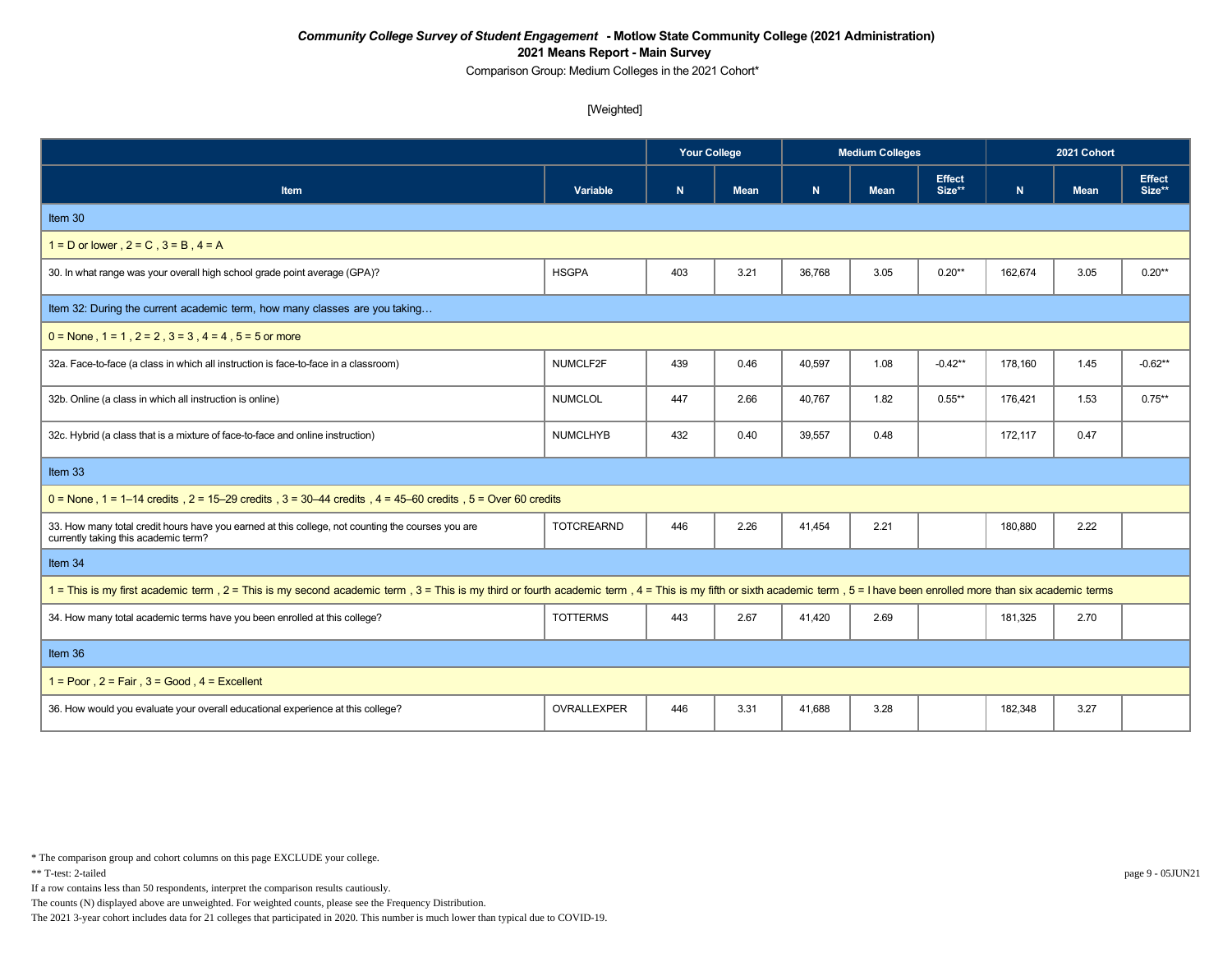***Community College Survey of Student Engagement*** **- Motlow State Community College (2021 Administration)**

**2021 Means Report - Main Survey**

Comparison Group: Medium Colleges in the 2021 Cohort*

[Weighted]

| | | Your College | | Medium Colleges | | | 2021 Cohort | | |
|---|---|---|---|---|---|---|---|---|---|
| **Item** | **Variable** | **N** | **Mean** | **N** | **Mean** | **Effect Size**** | **N** | **Mean** | **Effect Size**** |
| Item 30 | | | | | | | | | |
| 1 = D or lower , 2 = C , 3 = B , 4 = A | | | | | | | | | |
| 30. In what range was your overall high school grade point average (GPA)? | HSGPA | 403 | 3.21 | 36,768 | 3.05 | 0.20** | 162,674 | 3.05 | 0.20** |
| Item 32: During the current academic term, how many classes are you taking… | | | | | | | | | |
| 0 = None , 1 = 1 , 2 = 2 , 3 = 3 , 4 = 4 , 5 = 5 or more | | | | | | | | | |
| 32a. Face-to-face (a class in which all instruction is face-to-face in a classroom) | NUMCLF2F | 439 | 0.46 | 40,597 | 1.08 | -0.42** | 178,160 | 1.45 | -0.62** |
| 32b. Online (a class in which all instruction is online) | NUMCLOL | 447 | 2.66 | 40,767 | 1.82 | 0.55** | 176,421 | 1.53 | 0.75** |
| 32c. Hybrid (a class that is a mixture of face-to-face and online instruction) | NUMCLHYB | 432 | 0.40 | 39,557 | 0.48 | | 172,117 | 0.47 | |
| Item 33 | | | | | | | | | |
| 0 = None , 1 = 1–14 credits , 2 = 15–29 credits , 3 = 30–44 credits , 4 = 45–60 credits , 5 = Over 60 credits | | | | | | | | | |
| 33. How many total credit hours have you earned at this college, not counting the courses you are currently taking this academic term? | TOTCREARND | 446 | 2.26 | 41,454 | 2.21 | | 180,880 | 2.22 | |
| Item 34 | | | | | | | | | |
| 1 = This is my first academic term , 2 = This is my second academic term , 3 = This is my third or fourth academic term , 4 = This is my fifth or sixth academic term , 5 = I have been enrolled more than six academic terms | | | | | | | | | |
| 34. How many total academic terms have you been enrolled at this college? | TOTTERMS | 443 | 2.67 | 41,420 | 2.69 | | 181,325 | 2.70 | |
| Item 36 | | | | | | | | | |
| 1 = Poor , 2 = Fair , 3 = Good , 4 = Excellent | | | | | | | | | |
| 36. How would you evaluate your overall educational experience at this college? | OVRALLEXPER | 446 | 3.31 | 41,688 | 3.28 | | 182,348 | 3.27 | |

* The comparison group and cohort columns on this page EXCLUDE your college.

** T-test: 2-tailed

If a row contains less than 50 respondents, interpret the comparison results cautiously.

The counts (N) displayed above are unweighted. For weighted counts, please see the Frequency Distribution.

The 2021 3-year cohort includes data for 21 colleges that participated in 2020. This number is much lower than typical due to COVID-19.